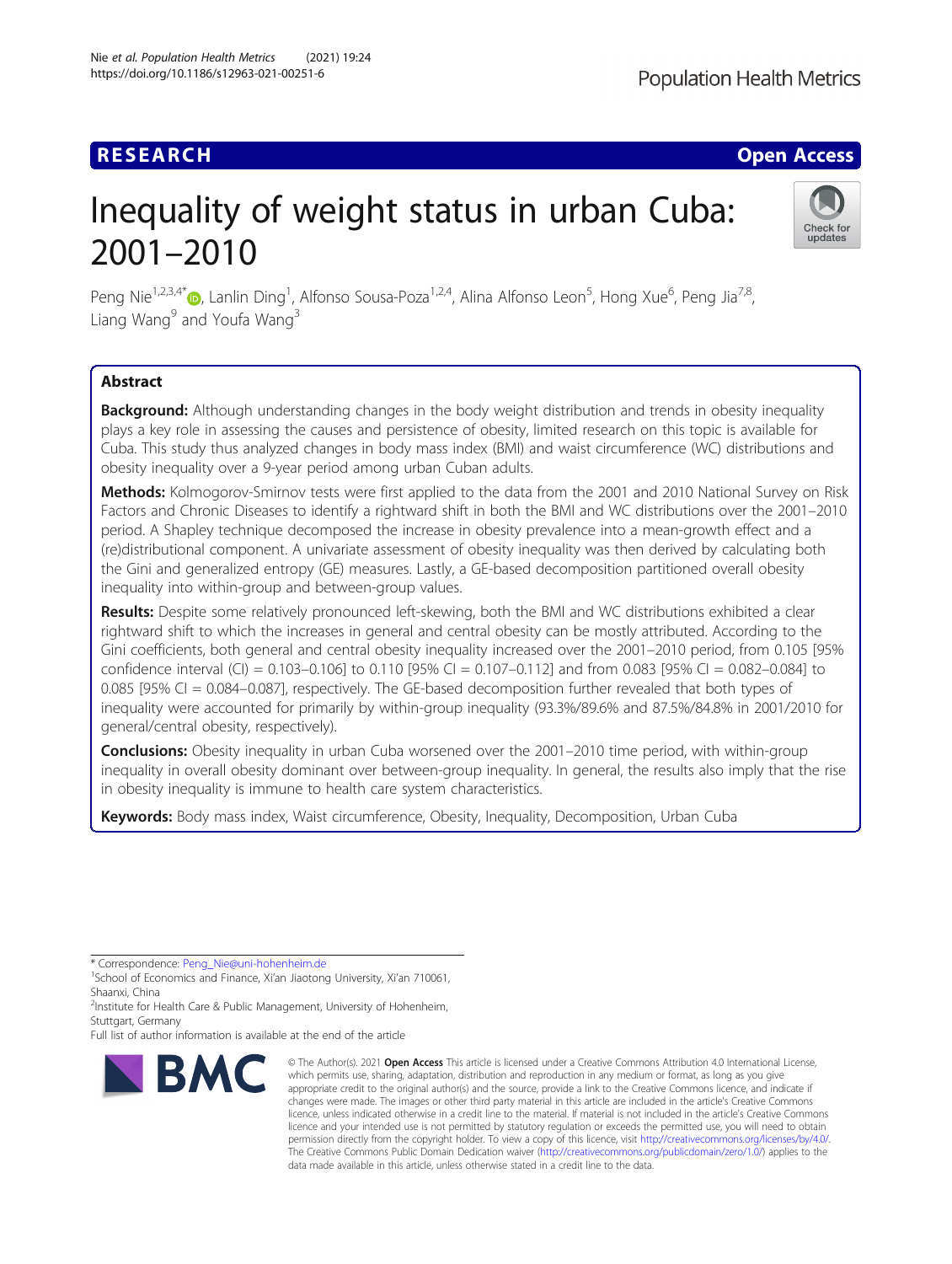RESEARCH

Open Access

# Inequality of weight status in urban Cuba: 2001–2010

Peng Nie[1,2,3,4*], Lanlin Ding[1], Alfonso Sousa-Poza[1,2,4], Alina Alfonso Leon[5], Hong Xue[6], Peng Jia[7,8], Liang Wang[9] and Youfa Wang[3]

## Abstract

**Background:** Although understanding changes in the body weight distribution and trends in obesity inequality plays a key role in assessing the causes and persistence of obesity, limited research on this topic is available for Cuba. This study thus analyzed changes in body mass index (BMI) and waist circumference (WC) distributions and obesity inequality over a 9-year period among urban Cuban adults.

**Methods:** Kolmogorov-Smirnov tests were first applied to the data from the 2001 and 2010 National Survey on Risk Factors and Chronic Diseases to identify a rightward shift in both the BMI and WC distributions over the 2001–2010 period. A Shapley technique decomposed the increase in obesity prevalence into a mean-growth effect and a (re)distributional component. A univariate assessment of obesity inequality was then derived by calculating both the Gini and generalized entropy (GE) measures. Lastly, a GE-based decomposition partitioned overall obesity inequality into within-group and between-group values.

**Results:** Despite some relatively pronounced left-skewing, both the BMI and WC distributions exhibited a clear rightward shift to which the increases in general and central obesity can be mostly attributed. According to the Gini coefficients, both general and central obesity inequality increased over the 2001–2010 period, from 0.105 [95% confidence interval (CI) = 0.103–0.106] to 0.110 [95% CI = 0.107–0.112] and from 0.083 [95% CI = 0.082–0.084] to 0.085 [95% CI = 0.084–0.087], respectively. The GE-based decomposition further revealed that both types of inequality were accounted for primarily by within-group inequality (93.3%/89.6% and 87.5%/84.8% in 2001/2010 for general/central obesity, respectively).

**Conclusions:** Obesity inequality in urban Cuba worsened over the 2001–2010 time period, with within-group inequality in overall obesity dominant over between-group inequality. In general, the results also imply that the rise in obesity inequality is immune to health care system characteristics.

**Keywords:** Body mass index, Waist circumference, Obesity, Inequality, Decomposition, Urban Cuba

---

* Correspondence: Peng_Nie@uni-hohenheim.de
[1]School of Economics and Finance, Xi'an Jiaotong University, Xi'an 710061, Shaanxi, China
[2]Institute for Health Care & Public Management, University of Hohenheim, Stuttgart, Germany
Full list of author information is available at the end of the article

© The Author(s). 2021 **Open Access** This article is licensed under a Creative Commons Attribution 4.0 International License, which permits use, sharing, adaptation, distribution and reproduction in any medium or format, as long as you give appropriate credit to the original author(s) and the source, provide a link to the Creative Commons licence, and indicate if changes were made. The images or other third party material in this article are included in the article's Creative Commons licence, unless indicated otherwise in a credit line to the material. If material is not included in the article's Creative Commons licence and your intended use is not permitted by statutory regulation or exceeds the permitted use, you will need to obtain permission directly from the copyright holder. To view a copy of this licence, visit http://creativecommons.org/licenses/by/4.0/. The Creative Commons Public Domain Dedication waiver (http://creativecommons.org/publicdomain/zero/1.0/) applies to the data made available in this article, unless otherwise stated in a credit line to the data.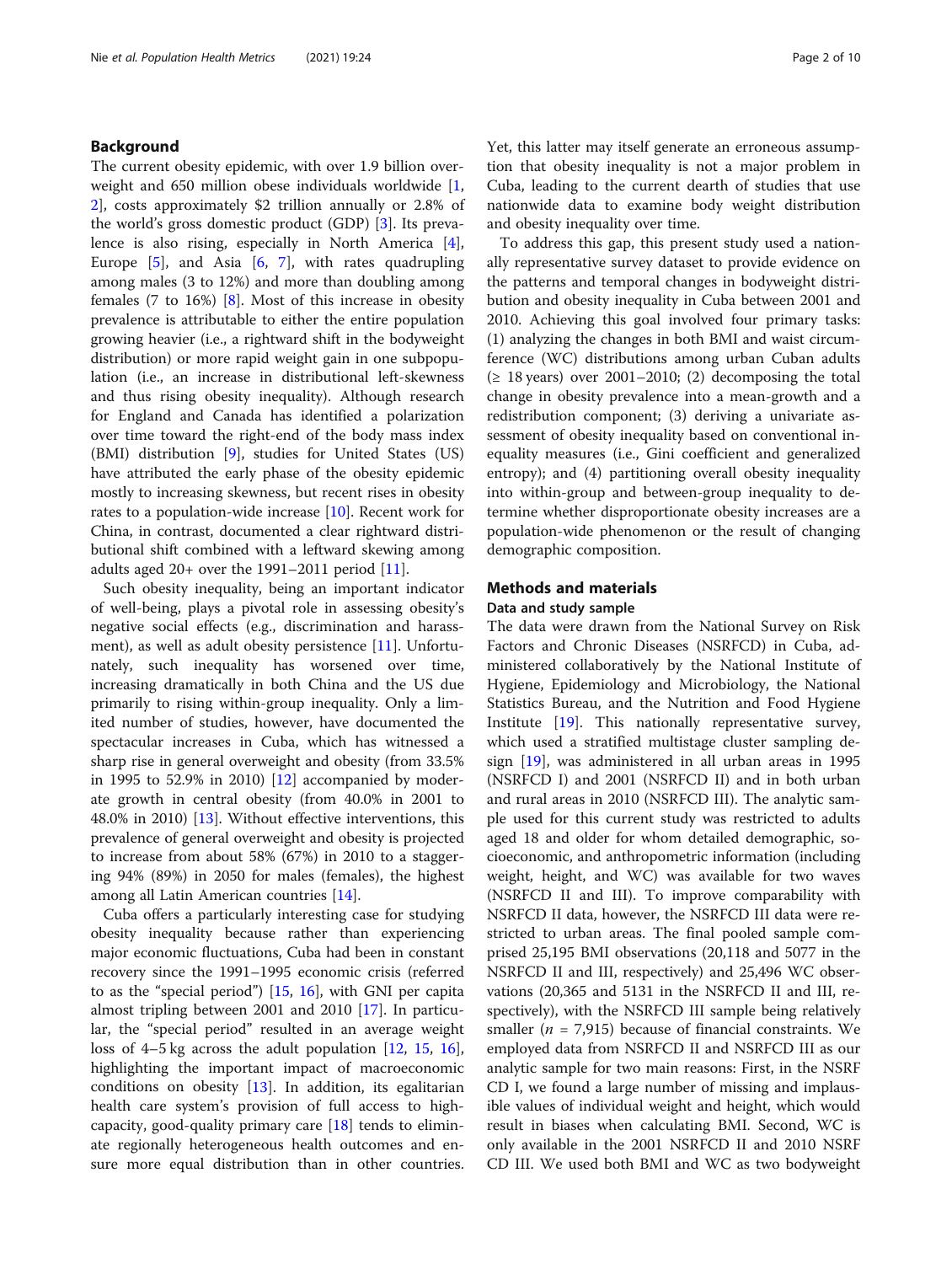## Background

The current obesity epidemic, with over 1.9 billion overweight and 650 million obese individuals worldwide [1, 2], costs approximately $2 trillion annually or 2.8% of the world's gross domestic product (GDP) [3]. Its prevalence is also rising, especially in North America [4], Europe [5], and Asia [6, 7], with rates quadrupling among males (3 to 12%) and more than doubling among females (7 to 16%) [8]. Most of this increase in obesity prevalence is attributable to either the entire population growing heavier (i.e., a rightward shift in the bodyweight distribution) or more rapid weight gain in one subpopulation (i.e., an increase in distributional left-skewness and thus rising obesity inequality). Although research for England and Canada has identified a polarization over time toward the right-end of the body mass index (BMI) distribution [9], studies for United States (US) have attributed the early phase of the obesity epidemic mostly to increasing skewness, but recent rises in obesity rates to a population-wide increase [10]. Recent work for China, in contrast, documented a clear rightward distributional shift combined with a leftward skewing among adults aged 20+ over the 1991–2011 period [11].

Such obesity inequality, being an important indicator of well-being, plays a pivotal role in assessing obesity's negative social effects (e.g., discrimination and harassment), as well as adult obesity persistence [11]. Unfortunately, such inequality has worsened over time, increasing dramatically in both China and the US due primarily to rising within-group inequality. Only a limited number of studies, however, have documented the spectacular increases in Cuba, which has witnessed a sharp rise in general overweight and obesity (from 33.5% in 1995 to 52.9% in 2010) [12] accompanied by moderate growth in central obesity (from 40.0% in 2001 to 48.0% in 2010) [13]. Without effective interventions, this prevalence of general overweight and obesity is projected to increase from about 58% (67%) in 2010 to a staggering 94% (89%) in 2050 for males (females), the highest among all Latin American countries [14].

Cuba offers a particularly interesting case for studying obesity inequality because rather than experiencing major economic fluctuations, Cuba had been in constant recovery since the 1991–1995 economic crisis (referred to as the "special period") [15, 16], with GNI per capita almost tripling between 2001 and 2010 [17]. In particular, the "special period" resulted in an average weight loss of 4–5 kg across the adult population [12, 15, 16], highlighting the important impact of macroeconomic conditions on obesity [13]. In addition, its egalitarian health care system's provision of full access to high-capacity, good-quality primary care [18] tends to eliminate regionally heterogeneous health outcomes and ensure more equal distribution than in other countries. Yet, this latter may itself generate an erroneous assumption that obesity inequality is not a major problem in Cuba, leading to the current dearth of studies that use nationwide data to examine body weight distribution and obesity inequality over time.

To address this gap, this present study used a nationally representative survey dataset to provide evidence on the patterns and temporal changes in bodyweight distribution and obesity inequality in Cuba between 2001 and 2010. Achieving this goal involved four primary tasks: (1) analyzing the changes in both BMI and waist circumference (WC) distributions among urban Cuban adults (≥ 18 years) over 2001–2010; (2) decomposing the total change in obesity prevalence into a mean-growth and a redistribution component; (3) deriving a univariate assessment of obesity inequality based on conventional inequality measures (i.e., Gini coefficient and generalized entropy); and (4) partitioning overall obesity inequality into within-group and between-group inequality to determine whether disproportionate obesity increases are a population-wide phenomenon or the result of changing demographic composition.

## Methods and materials

### Data and study sample

The data were drawn from the National Survey on Risk Factors and Chronic Diseases (NSRFCD) in Cuba, administered collaboratively by the National Institute of Hygiene, Epidemiology and Microbiology, the National Statistics Bureau, and the Nutrition and Food Hygiene Institute [19]. This nationally representative survey, which used a stratified multistage cluster sampling design [19], was administered in all urban areas in 1995 (NSRFCD I) and 2001 (NSRFCD II) and in both urban and rural areas in 2010 (NSRFCD III). The analytic sample used for this current study was restricted to adults aged 18 and older for whom detailed demographic, socioeconomic, and anthropometric information (including weight, height, and WC) was available for two waves (NSRFCD II and III). To improve comparability with NSRFCD II data, however, the NSRFCD III data were restricted to urban areas. The final pooled sample comprised 25,195 BMI observations (20,118 and 5077 in the NSRFCD II and III, respectively) and 25,496 WC observations (20,365 and 5131 in the NSRFCD II and III, respectively), with the NSRFCD III sample being relatively smaller ($n$ = 7,915) because of financial constraints. We employed data from NSRFCD II and NSRFCD III as our analytic sample for two main reasons: First, in the NSRFCD I, we found a large number of missing and implausible values of individual weight and height, which would result in biases when calculating BMI. Second, WC is only available in the 2001 NSRFCD II and 2010 NSRFCD III. We used both BMI and WC as two bodyweight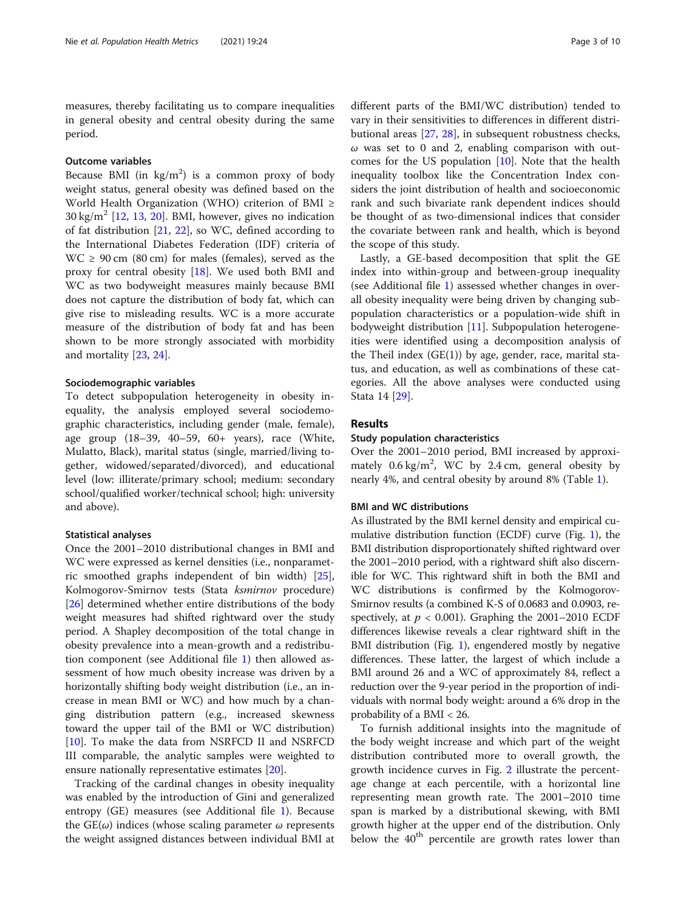measures, thereby facilitating us to compare inequalities in general obesity and central obesity during the same period.

### Outcome variables

Because BMI (in $kg/m^2$) is a common proxy of body weight status, general obesity was defined based on the World Health Organization (WHO) criterion of BMI ≥ 30 $kg/m^2$ [12, 13, 20]. BMI, however, gives no indication of fat distribution [21, 22], so WC, defined according to the International Diabetes Federation (IDF) criteria of WC ≥ 90 cm (80 cm) for males (females), served as the proxy for central obesity [18]. We used both BMI and WC as two bodyweight measures mainly because BMI does not capture the distribution of body fat, which can give rise to misleading results. WC is a more accurate measure of the distribution of body fat and has been shown to be more strongly associated with morbidity and mortality [23, 24].

### Sociodemographic variables

To detect subpopulation heterogeneity in obesity inequality, the analysis employed several sociodemographic characteristics, including gender (male, female), age group (18–39, 40–59, 60+ years), race (White, Mulatto, Black), marital status (single, married/living together, widowed/separated/divorced), and educational level (low: illiterate/primary school; medium: secondary school/qualified worker/technical school; high: university and above).

### Statistical analyses

Once the 2001–2010 distributional changes in BMI and WC were expressed as kernel densities (i.e., nonparametric smoothed graphs independent of bin width) [25], Kolmogorov-Smirnov tests (Stata *ksmirnov* procedure) [26] determined whether entire distributions of the body weight measures had shifted rightward over the study period. A Shapley decomposition of the total change in obesity prevalence into a mean-growth and a redistribution component (see Additional file 1) then allowed assessment of how much obesity increase was driven by a horizontally shifting body weight distribution (i.e., an increase in mean BMI or WC) and how much by a changing distribution pattern (e.g., increased skewness toward the upper tail of the BMI or WC distribution) [10]. To make the data from NSRFCD II and NSRFCD III comparable, the analytic samples were weighted to ensure nationally representative estimates [20].

Tracking of the cardinal changes in obesity inequality was enabled by the introduction of Gini and generalized entropy (GE) measures (see Additional file 1). Because the GE($\omega$) indices (whose scaling parameter $\omega$ represents the weight assigned distances between individual BMI at different parts of the BMI/WC distribution) tended to vary in their sensitivities to differences in different distributional areas [27, 28], in subsequent robustness checks, $\omega$ was set to 0 and 2, enabling comparison with outcomes for the US population [10]. Note that the health inequality toolbox like the Concentration Index considers the joint distribution of health and socioeconomic rank and such bivariate rank dependent indices should be thought of as two-dimensional indices that consider the covariate between rank and health, which is beyond the scope of this study.

Lastly, a GE-based decomposition that split the GE index into within-group and between-group inequality (see Additional file 1) assessed whether changes in overall obesity inequality were being driven by changing subpopulation characteristics or a population-wide shift in bodyweight distribution [11]. Subpopulation heterogeneities were identified using a decomposition analysis of the Theil index (GE(1)) by age, gender, race, marital status, and education, as well as combinations of these categories. All the above analyses were conducted using Stata 14 [29].

## Results

### Study population characteristics

Over the 2001–2010 period, BMI increased by approximately 0.6 $kg/m^2$, WC by 2.4 cm, general obesity by nearly 4%, and central obesity by around 8% (Table 1).

### BMI and WC distributions

As illustrated by the BMI kernel density and empirical cumulative distribution function (ECDF) curve (Fig. 1), the BMI distribution disproportionately shifted rightward over the 2001–2010 period, with a rightward shift also discernible for WC. This rightward shift in both the BMI and WC distributions is confirmed by the Kolmogorov-Smirnov results (a combined K-S of 0.0683 and 0.0903, respectively, at $p < 0.001$). Graphing the 2001–2010 ECDF differences likewise reveals a clear rightward shift in the BMI distribution (Fig. 1), engendered mostly by negative differences. These latter, the largest of which include a BMI around 26 and a WC of approximately 84, reflect a reduction over the 9-year period in the proportion of individuals with normal body weight: around a 6% drop in the probability of a BMI < 26.

To furnish additional insights into the magnitude of the body weight increase and which part of the weight distribution contributed more to overall growth, the growth incidence curves in Fig. 2 illustrate the percentage change at each percentile, with a horizontal line representing mean growth rate. The 2001–2010 time span is marked by a distributional skewing, with BMI growth higher at the upper end of the distribution. Only below the 40th percentile are growth rates lower than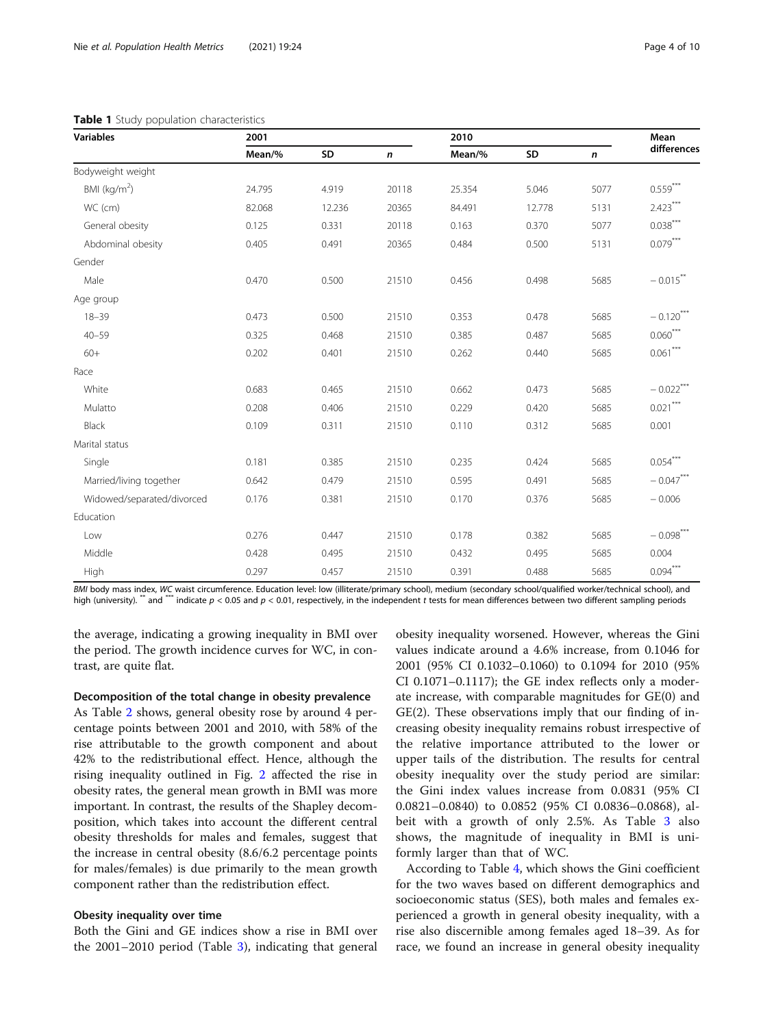**Table 1** Study population characteristics

| Variables | 2001 | | | 2010 | | | Mean differences |
|---|---|---|---|---|---|---|---|
| | Mean/% | SD | *n* | Mean/% | SD | *n* | |
| Bodyweight weight | | | | | | | |
| BMI (kg/m$^2$) | 24.795 | 4.919 | 20118 | 25.354 | 5.046 | 5077 | 0.559*** |
| WC (cm) | 82.068 | 12.236 | 20365 | 84.491 | 12.778 | 5131 | 2.423*** |
| General obesity | 0.125 | 0.331 | 20118 | 0.163 | 0.370 | 5077 | 0.038*** |
| Abdominal obesity | 0.405 | 0.491 | 20365 | 0.484 | 0.500 | 5131 | 0.079*** |
| Gender | | | | | | | |
| Male | 0.470 | 0.500 | 21510 | 0.456 | 0.498 | 5685 | − 0.015** |
| Age group | | | | | | | |
| 18–39 | 0.473 | 0.500 | 21510 | 0.353 | 0.478 | 5685 | − 0.120*** |
| 40–59 | 0.325 | 0.468 | 21510 | 0.385 | 0.487 | 5685 | 0.060*** |
| 60+ | 0.202 | 0.401 | 21510 | 0.262 | 0.440 | 5685 | 0.061*** |
| Race | | | | | | | |
| White | 0.683 | 0.465 | 21510 | 0.662 | 0.473 | 5685 | − 0.022*** |
| Mulatto | 0.208 | 0.406 | 21510 | 0.229 | 0.420 | 5685 | 0.021*** |
| Black | 0.109 | 0.311 | 21510 | 0.110 | 0.312 | 5685 | 0.001 |
| Marital status | | | | | | | |
| Single | 0.181 | 0.385 | 21510 | 0.235 | 0.424 | 5685 | 0.054*** |
| Married/living together | 0.642 | 0.479 | 21510 | 0.595 | 0.491 | 5685 | − 0.047*** |
| Widowed/separated/divorced | 0.176 | 0.381 | 21510 | 0.170 | 0.376 | 5685 | − 0.006 |
| Education | | | | | | | |
| Low | 0.276 | 0.447 | 21510 | 0.178 | 0.382 | 5685 | − 0.098*** |
| Middle | 0.428 | 0.495 | 21510 | 0.432 | 0.495 | 5685 | 0.004 |
| High | 0.297 | 0.457 | 21510 | 0.391 | 0.488 | 5685 | 0.094*** |

*BMI* body mass index, *WC* waist circumference. Education level: low (illiterate/primary school), medium (secondary school/qualified worker/technical school), and high (university). ** and *** indicate $p < 0.05$ and $p < 0.01$, respectively, in the independent *t* tests for mean differences between two different sampling periods

the average, indicating a growing inequality in BMI over the period. The growth incidence curves for WC, in contrast, are quite flat.

### Decomposition of the total change in obesity prevalence

As Table 2 shows, general obesity rose by around 4 percentage points between 2001 and 2010, with 58% of the rise attributable to the growth component and about 42% to the redistributional effect. Hence, although the rising inequality outlined in Fig. 2 affected the rise in obesity rates, the general mean growth in BMI was more important. In contrast, the results of the Shapley decomposition, which takes into account the different central obesity thresholds for males and females, suggest that the increase in central obesity (8.6/6.2 percentage points for males/females) is due primarily to the mean growth component rather than the redistribution effect.

### Obesity inequality over time

Both the Gini and GE indices show a rise in BMI over the 2001–2010 period (Table 3), indicating that general obesity inequality worsened. However, whereas the Gini values indicate around a 4.6% increase, from 0.1046 for 2001 (95% CI 0.1032–0.1060) to 0.1094 for 2010 (95% CI 0.1071–0.1117); the GE index reflects only a moderate increase, with comparable magnitudes for GE(0) and GE(2). These observations imply that our finding of increasing obesity inequality remains robust irrespective of the relative importance attributed to the lower or upper tails of the distribution. The results for central obesity inequality over the study period are similar: the Gini index values increase from 0.0831 (95% CI 0.0821–0.0840) to 0.0852 (95% CI 0.0836–0.0868), albeit with a growth of only 2.5%. As Table 3 also shows, the magnitude of inequality in BMI is uniformly larger than that of WC.

According to Table 4, which shows the Gini coefficient for the two waves based on different demographics and socioeconomic status (SES), both males and females experienced a growth in general obesity inequality, with a rise also discernible among females aged 18–39. As for race, we found an increase in general obesity inequality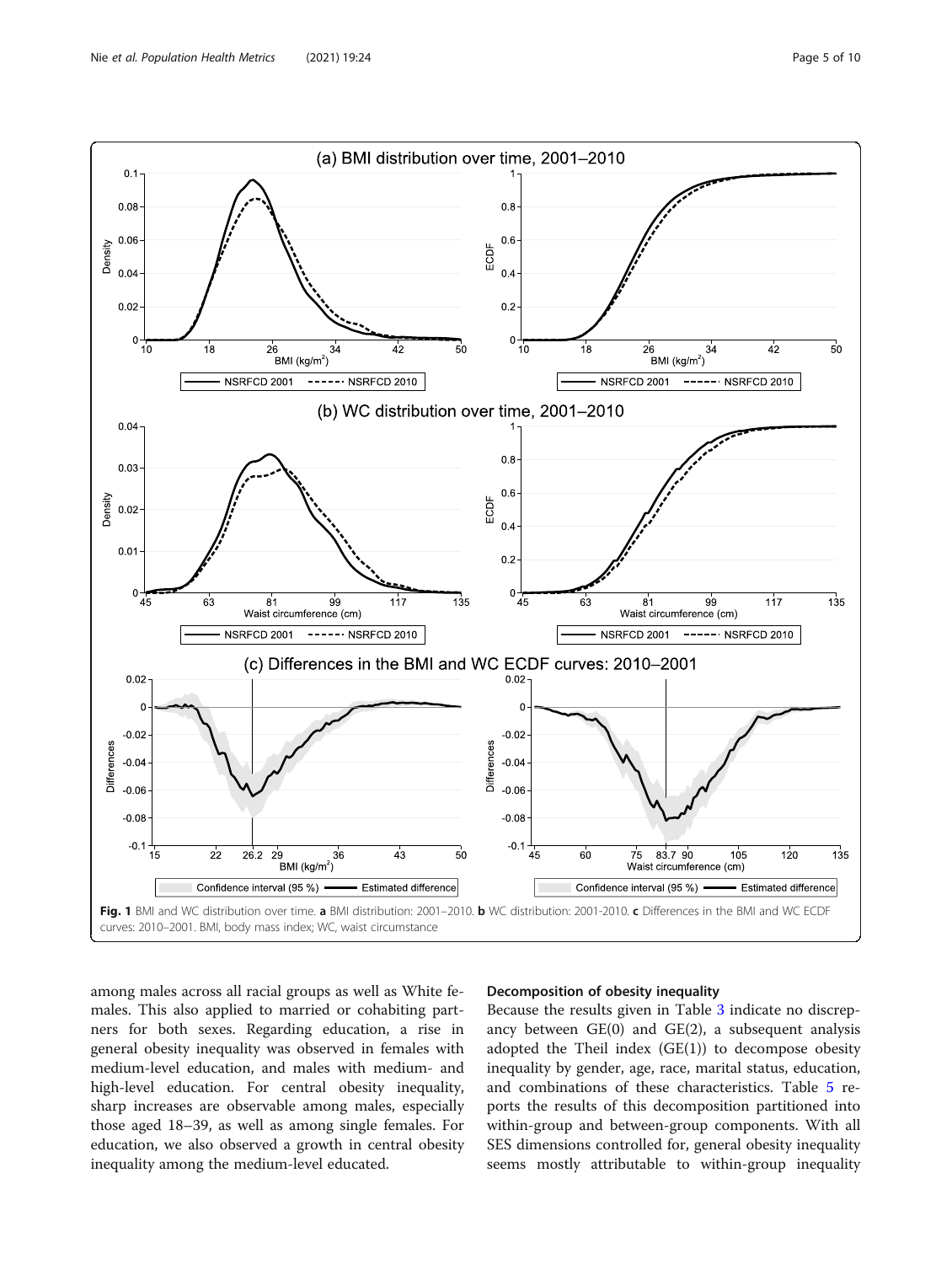Fig. 1 BMI and WC distribution over time. **a** BMI distribution: 2001–2010. **b** WC distribution: 2001-2010. **c** Differences in the BMI and WC ECDF curves: 2010–2001. BMI, body mass index; WC, waist circumstance

among males across all racial groups as well as White females. This also applied to married or cohabiting partners for both sexes. Regarding education, a rise in general obesity inequality was observed in females with medium-level education, and males with medium- and high-level education. For central obesity inequality, sharp increases are observable among males, especially those aged 18–39, as well as among single females. For education, we also observed a growth in central obesity inequality among the medium-level educated.

### Decomposition of obesity inequality

Because the results given in Table 3 indicate no discrepancy between GE(0) and GE(2), a subsequent analysis adopted the Theil index (GE(1)) to decompose obesity inequality by gender, age, race, marital status, education, and combinations of these characteristics. Table 5 reports the results of this decomposition partitioned into within-group and between-group components. With all SES dimensions controlled for, general obesity inequality seems mostly attributable to within-group inequality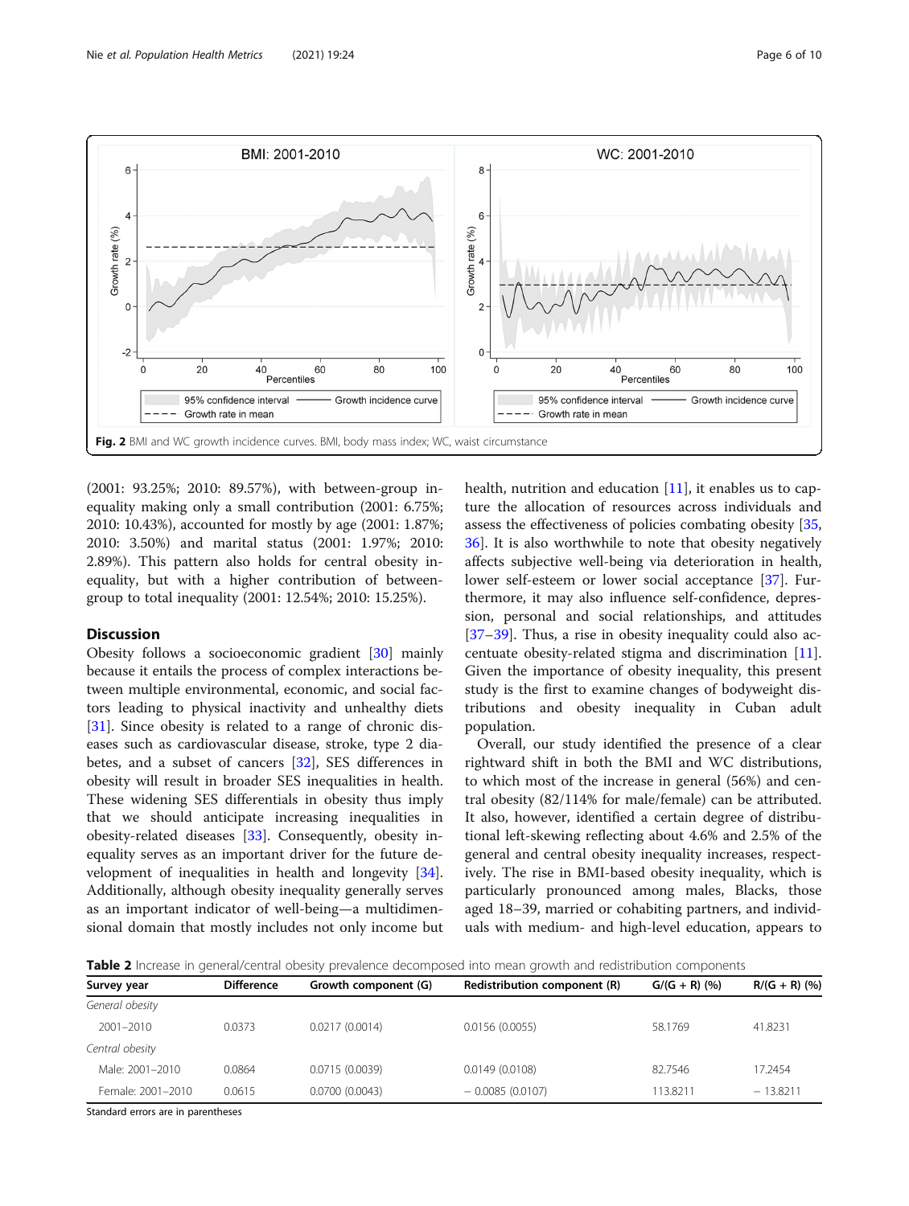Fig. 2 BMI and WC growth incidence curves. BMI, body mass index; WC, waist circumstance

(2001: 93.25%; 2010: 89.57%), with between-group inequality making only a small contribution (2001: 6.75%; 2010: 10.43%), accounted for mostly by age (2001: 1.87%; 2010: 3.50%) and marital status (2001: 1.97%; 2010: 2.89%). This pattern also holds for central obesity inequality, but with a higher contribution of between-group to total inequality (2001: 12.54%; 2010: 15.25%).

## Discussion

Obesity follows a socioeconomic gradient [30] mainly because it entails the process of complex interactions between multiple environmental, economic, and social factors leading to physical inactivity and unhealthy diets [31]. Since obesity is related to a range of chronic diseases such as cardiovascular disease, stroke, type 2 diabetes, and a subset of cancers [32], SES differences in obesity will result in broader SES inequalities in health. These widening SES differentials in obesity thus imply that we should anticipate increasing inequalities in obesity-related diseases [33]. Consequently, obesity inequality serves as an important driver for the future development of inequalities in health and longevity [34]. Additionally, although obesity inequality generally serves as an important indicator of well-being—a multidimensional domain that mostly includes not only income but health, nutrition and education [11], it enables us to capture the allocation of resources across individuals and assess the effectiveness of policies combating obesity [35, 36]. It is also worthwhile to note that obesity negatively affects subjective well-being via deterioration in health, lower self-esteem or lower social acceptance [37]. Furthermore, it may also influence self-confidence, depression, personal and social relationships, and attitudes [37–39]. Thus, a rise in obesity inequality could also accentuate obesity-related stigma and discrimination [11]. Given the importance of obesity inequality, this present study is the first to examine changes of bodyweight distributions and obesity inequality in Cuban adult population.

Overall, our study identified the presence of a clear rightward shift in both the BMI and WC distributions, to which most of the increase in general (56%) and central obesity (82/114% for male/female) can be attributed. It also, however, identified a certain degree of distributional left-skewing reflecting about 4.6% and 2.5% of the general and central obesity inequality increases, respectively. The rise in BMI-based obesity inequality, which is particularly pronounced among males, Blacks, those aged 18–39, married or cohabiting partners, and individuals with medium- and high-level education, appears to

**Table 2** Increase in general/central obesity prevalence decomposed into mean growth and redistribution components

| Survey year | Difference | Growth component (G) | Redistribution component (R) | G/(G + R) (%) | R/(G + R) (%) |
|---|---|---|---|---|---|
| *General obesity* | | | | | |
| 2001–2010 | 0.0373 | 0.0217 (0.0014) | 0.0156 (0.0055) | 58.1769 | 41.8231 |
| *Central obesity* | | | | | |
| Male: 2001–2010 | 0.0864 | 0.0715 (0.0039) | 0.0149 (0.0108) | 82.7546 | 17.2454 |
| Female: 2001–2010 | 0.0615 | 0.0700 (0.0043) | − 0.0085 (0.0107) | 113.8211 | − 13.8211 |

Standard errors are in parentheses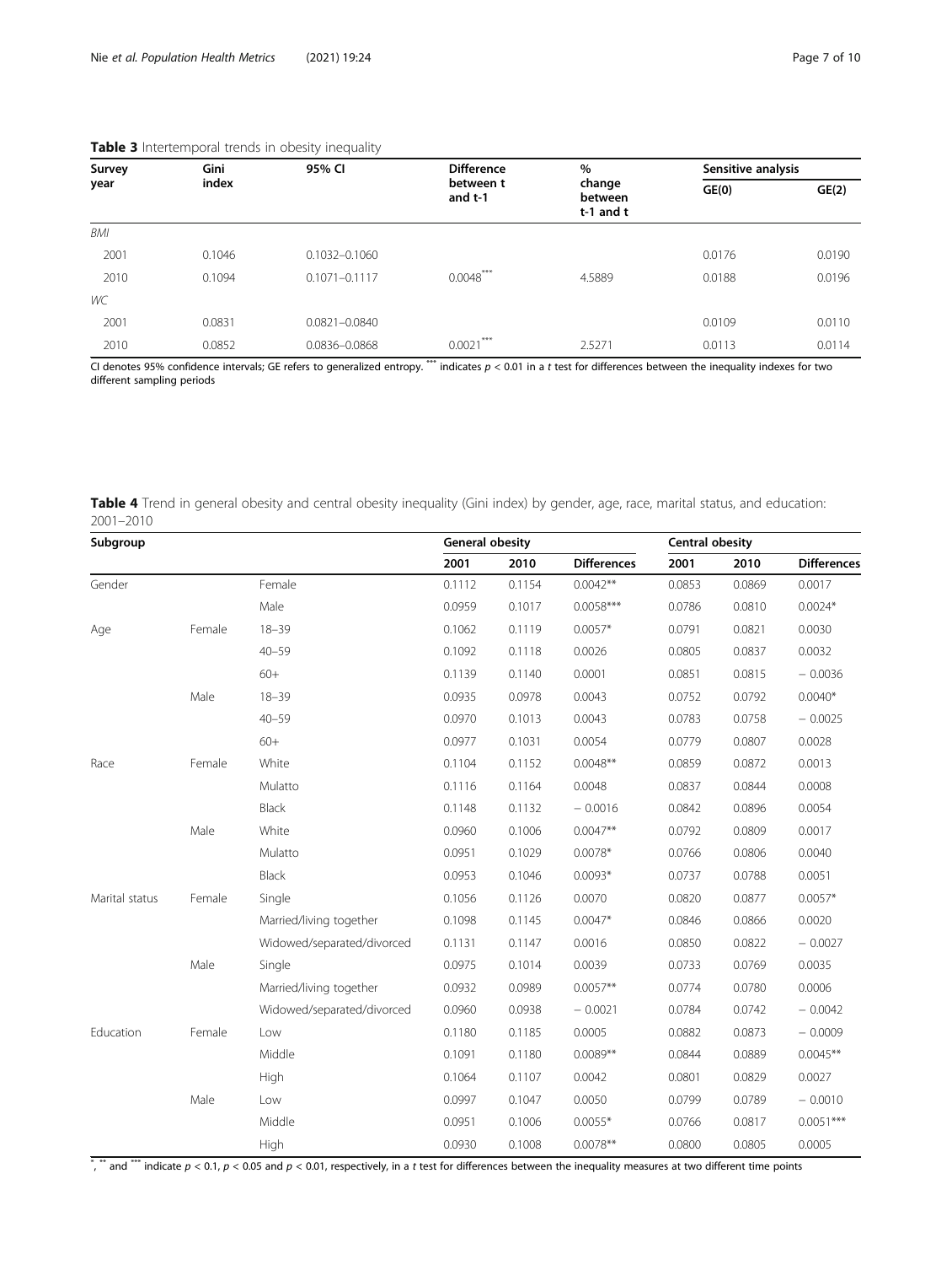**Table 3** Intertemporal trends in obesity inequality

| Survey year | Gini index | 95% CI | Difference between t and t-1 | % change between t-1 and t | Sensitive analysis | |
|---|---|---|---|---|---|---|
| | | | | | GE(0) | GE(2) |
| *BMI* | | | | | | |
| 2001 | 0.1046 | 0.1032–0.1060 | | | 0.0176 | 0.0190 |
| 2010 | 0.1094 | 0.1071–0.1117 | 0.0048*** | 4.5889 | 0.0188 | 0.0196 |
| *WC* | | | | | | |
| 2001 | 0.0831 | 0.0821–0.0840 | | | 0.0109 | 0.0110 |
| 2010 | 0.0852 | 0.0836–0.0868 | 0.0021*** | 2.5271 | 0.0113 | 0.0114 |

CI denotes 95% confidence intervals; GE refers to generalized entropy. *** indicates $p < 0.01$ in a *t* test for differences between the inequality indexes for two different sampling periods

**Table 4** Trend in general obesity and central obesity inequality (Gini index) by gender, age, race, marital status, and education: 2001–2010

| Subgroup | | | General obesity | | | Central obesity | | |
|---|---|---|---|---|---|---|---|---|
| | | | 2001 | 2010 | Differences | 2001 | 2010 | Differences |
| Gender | | Female | 0.1112 | 0.1154 | 0.0042** | 0.0853 | 0.0869 | 0.0017 |
| | | Male | 0.0959 | 0.1017 | 0.0058*** | 0.0786 | 0.0810 | 0.0024* |
| Age | Female | 18–39 | 0.1062 | 0.1119 | 0.0057* | 0.0791 | 0.0821 | 0.0030 |
| | | 40–59 | 0.1092 | 0.1118 | 0.0026 | 0.0805 | 0.0837 | 0.0032 |
| | | 60+ | 0.1139 | 0.1140 | 0.0001 | 0.0851 | 0.0815 | − 0.0036 |
| | Male | 18–39 | 0.0935 | 0.0978 | 0.0043 | 0.0752 | 0.0792 | 0.0040* |
| | | 40–59 | 0.0970 | 0.1013 | 0.0043 | 0.0783 | 0.0758 | − 0.0025 |
| | | 60+ | 0.0977 | 0.1031 | 0.0054 | 0.0779 | 0.0807 | 0.0028 |
| Race | Female | White | 0.1104 | 0.1152 | 0.0048** | 0.0859 | 0.0872 | 0.0013 |
| | | Mulatto | 0.1116 | 0.1164 | 0.0048 | 0.0837 | 0.0844 | 0.0008 |
| | | Black | 0.1148 | 0.1132 | − 0.0016 | 0.0842 | 0.0896 | 0.0054 |
| | Male | White | 0.0960 | 0.1006 | 0.0047** | 0.0792 | 0.0809 | 0.0017 |
| | | Mulatto | 0.0951 | 0.1029 | 0.0078* | 0.0766 | 0.0806 | 0.0040 |
| | | Black | 0.0953 | 0.1046 | 0.0093* | 0.0737 | 0.0788 | 0.0051 |
| Marital status | Female | Single | 0.1056 | 0.1126 | 0.0070 | 0.0820 | 0.0877 | 0.0057* |
| | | Married/living together | 0.1098 | 0.1145 | 0.0047* | 0.0846 | 0.0866 | 0.0020 |
| | | Widowed/separated/divorced | 0.1131 | 0.1147 | 0.0016 | 0.0850 | 0.0822 | − 0.0027 |
| | Male | Single | 0.0975 | 0.1014 | 0.0039 | 0.0733 | 0.0769 | 0.0035 |
| | | Married/living together | 0.0932 | 0.0989 | 0.0057** | 0.0774 | 0.0780 | 0.0006 |
| | | Widowed/separated/divorced | 0.0960 | 0.0938 | − 0.0021 | 0.0784 | 0.0742 | − 0.0042 |
| Education | Female | Low | 0.1180 | 0.1185 | 0.0005 | 0.0882 | 0.0873 | − 0.0009 |
| | | Middle | 0.1091 | 0.1180 | 0.0089** | 0.0844 | 0.0889 | 0.0045** |
| | | High | 0.1064 | 0.1107 | 0.0042 | 0.0801 | 0.0829 | 0.0027 |
| | Male | Low | 0.0997 | 0.1047 | 0.0050 | 0.0799 | 0.0789 | − 0.0010 |
| | | Middle | 0.0951 | 0.1006 | 0.0055* | 0.0766 | 0.0817 | 0.0051*** |
| | | High | 0.0930 | 0.1008 | 0.0078** | 0.0800 | 0.0805 | 0.0005 |

*, ** and *** indicate $p < 0.1$, $p < 0.05$ and $p < 0.01$, respectively, in a *t* test for differences between the inequality measures at two different time points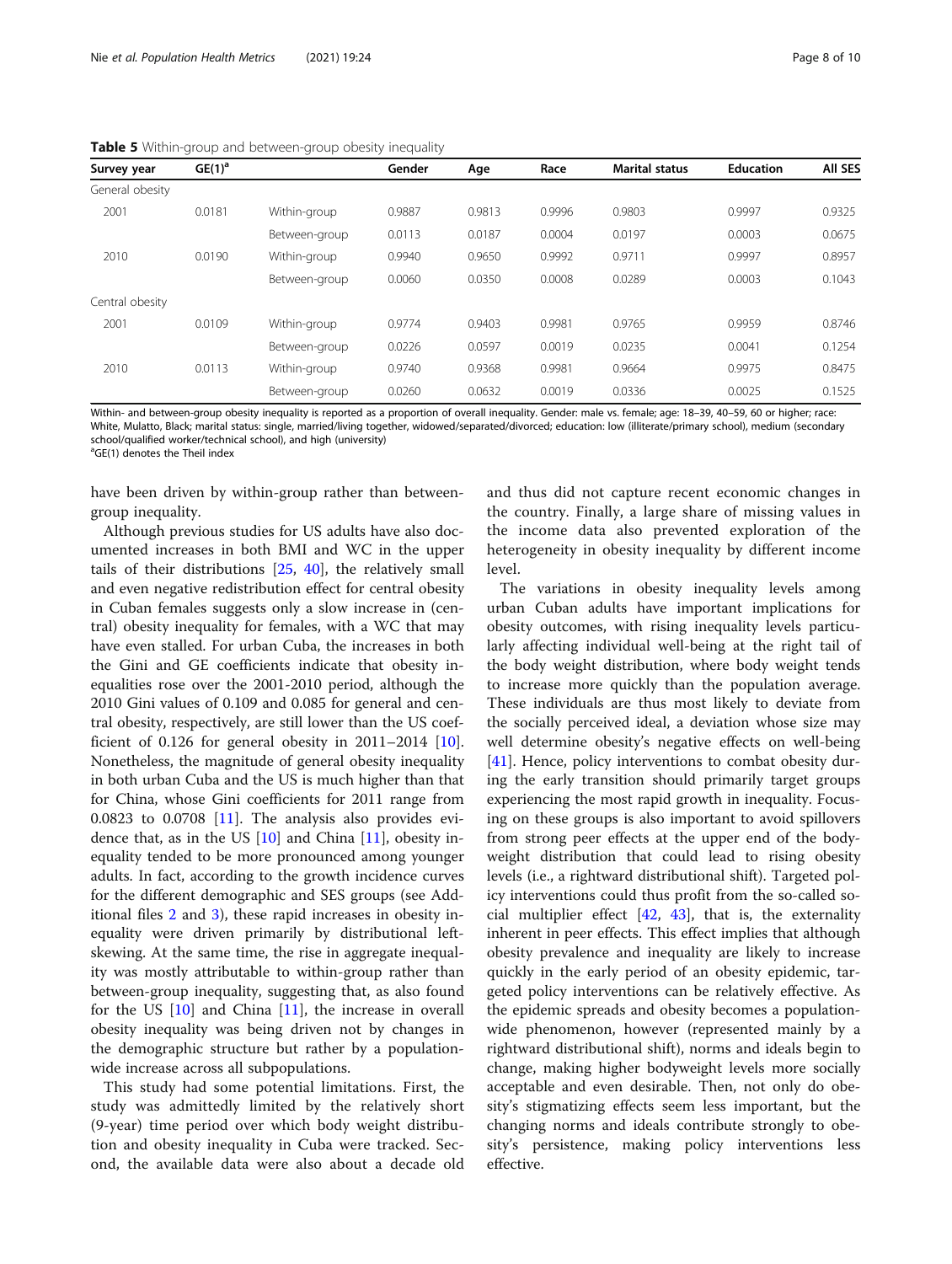**Table 5** Within-group and between-group obesity inequality

| Survey year | GE(1)[a] | | Gender | Age | Race | Marital status | Education | All SES |
|---|---|---|---|---|---|---|---|---|
| General obesity | | | | | | | | |
| 2001 | 0.0181 | Within-group | 0.9887 | 0.9813 | 0.9996 | 0.9803 | 0.9997 | 0.9325 |
| | | Between-group | 0.0113 | 0.0187 | 0.0004 | 0.0197 | 0.0003 | 0.0675 |
| 2010 | 0.0190 | Within-group | 0.9940 | 0.9650 | 0.9992 | 0.9711 | 0.9997 | 0.8957 |
| | | Between-group | 0.0060 | 0.0350 | 0.0008 | 0.0289 | 0.0003 | 0.1043 |
| Central obesity | | | | | | | | |
| 2001 | 0.0109 | Within-group | 0.9774 | 0.9403 | 0.9981 | 0.9765 | 0.9959 | 0.8746 |
| | | Between-group | 0.0226 | 0.0597 | 0.0019 | 0.0235 | 0.0041 | 0.1254 |
| 2010 | 0.0113 | Within-group | 0.9740 | 0.9368 | 0.9981 | 0.9664 | 0.9975 | 0.8475 |
| | | Between-group | 0.0260 | 0.0632 | 0.0019 | 0.0336 | 0.0025 | 0.1525 |

Within- and between-group obesity inequality is reported as a proportion of overall inequality. Gender: male vs. female; age: 18–39, 40–59, 60 or higher; race: White, Mulatto, Black; marital status: single, married/living together, widowed/separated/divorced; education: low (illiterate/primary school), medium (secondary school/qualified worker/technical school), and high (university)

[a]GE(1) denotes the Theil index

have been driven by within-group rather than between-group inequality.

Although previous studies for US adults have also documented increases in both BMI and WC in the upper tails of their distributions [25, 40], the relatively small and even negative redistribution effect for central obesity in Cuban females suggests only a slow increase in (central) obesity inequality for females, with a WC that may have even stalled. For urban Cuba, the increases in both the Gini and GE coefficients indicate that obesity inequalities rose over the 2001-2010 period, although the 2010 Gini values of 0.109 and 0.085 for general and central obesity, respectively, are still lower than the US coefficient of 0.126 for general obesity in 2011–2014 [10]. Nonetheless, the magnitude of general obesity inequality in both urban Cuba and the US is much higher than that for China, whose Gini coefficients for 2011 range from 0.0823 to 0.0708 [11]. The analysis also provides evidence that, as in the US [10] and China [11], obesity inequality tended to be more pronounced among younger adults. In fact, according to the growth incidence curves for the different demographic and SES groups (see Additional files 2 and 3), these rapid increases in obesity inequality were driven primarily by distributional left-skewing. At the same time, the rise in aggregate inequality was mostly attributable to within-group rather than between-group inequality, suggesting that, as also found for the US [10] and China [11], the increase in overall obesity inequality was being driven not by changes in the demographic structure but rather by a population-wide increase across all subpopulations.

This study had some potential limitations. First, the study was admittedly limited by the relatively short (9-year) time period over which body weight distribution and obesity inequality in Cuba were tracked. Second, the available data were also about a decade old and thus did not capture recent economic changes in the country. Finally, a large share of missing values in the income data also prevented exploration of the heterogeneity in obesity inequality by different income level.

The variations in obesity inequality levels among urban Cuban adults have important implications for obesity outcomes, with rising inequality levels particularly affecting individual well-being at the right tail of the body weight distribution, where body weight tends to increase more quickly than the population average. These individuals are thus most likely to deviate from the socially perceived ideal, a deviation whose size may well determine obesity's negative effects on well-being [41]. Hence, policy interventions to combat obesity during the early transition should primarily target groups experiencing the most rapid growth in inequality. Focusing on these groups is also important to avoid spillovers from strong peer effects at the upper end of the body-weight distribution that could lead to rising obesity levels (i.e., a rightward distributional shift). Targeted policy interventions could thus profit from the so-called social multiplier effect [42, 43], that is, the externality inherent in peer effects. This effect implies that although obesity prevalence and inequality are likely to increase quickly in the early period of an obesity epidemic, targeted policy interventions can be relatively effective. As the epidemic spreads and obesity becomes a population-wide phenomenon, however (represented mainly by a rightward distributional shift), norms and ideals begin to change, making higher bodyweight levels more socially acceptable and even desirable. Then, not only do obesity's stigmatizing effects seem less important, but the changing norms and ideals contribute strongly to obesity's persistence, making policy interventions less effective.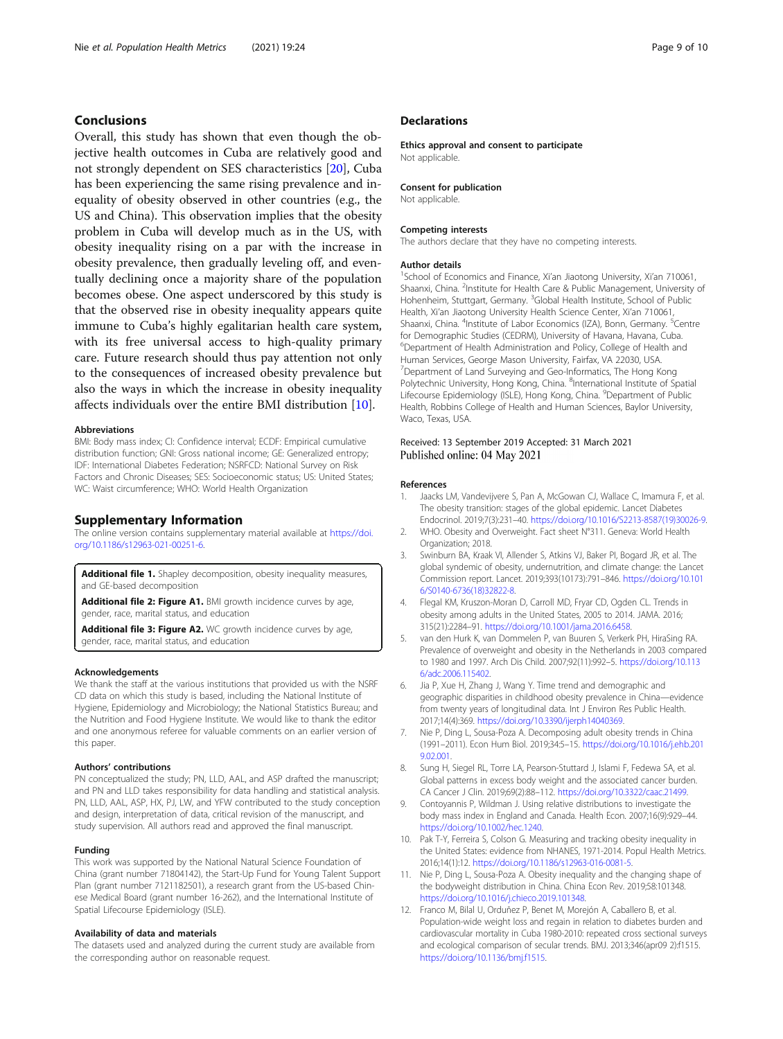## Conclusions

Overall, this study has shown that even though the objective health outcomes in Cuba are relatively good and not strongly dependent on SES characteristics [20], Cuba has been experiencing the same rising prevalence and inequality of obesity observed in other countries (e.g., the US and China). This observation implies that the obesity problem in Cuba will develop much as in the US, with obesity inequality rising on a par with the increase in obesity prevalence, then gradually leveling off, and eventually declining once a majority share of the population becomes obese. One aspect underscored by this study is that the observed rise in obesity inequality appears quite immune to Cuba's highly egalitarian health care system, with its free universal access to high-quality primary care. Future research should thus pay attention not only to the consequences of increased obesity prevalence but also the ways in which the increase in obesity inequality affects individuals over the entire BMI distribution [10].

### Abbreviations

BMI: Body mass index; CI: Confidence interval; ECDF: Empirical cumulative distribution function; GNI: Gross national income; GE: Generalized entropy; IDF: International Diabetes Federation; NSRFCD: National Survey on Risk Factors and Chronic Diseases; SES: Socioeconomic status; US: United States; WC: Waist circumference; WHO: World Health Organization

## Supplementary Information

The online version contains supplementary material available at https://doi.org/10.1186/s12963-021-00251-6.

**Additional file 1.** Shapley decomposition, obesity inequality measures, and GE-based decomposition

**Additional file 2: Figure A1.** BMI growth incidence curves by age, gender, race, marital status, and education

**Additional file 3: Figure A2.** WC growth incidence curves by age, gender, race, marital status, and education

### Acknowledgements

We thank the staff at the various institutions that provided us with the NSRFCD data on which this study is based, including the National Institute of Hygiene, Epidemiology and Microbiology; the National Statistics Bureau; and the Nutrition and Food Hygiene Institute. We would like to thank the editor and one anonymous referee for valuable comments on an earlier version of this paper.

### Authors' contributions

PN conceptualized the study; PN, LLD, AAL, and ASP drafted the manuscript; and PN and LLD takes responsibility for data handling and statistical analysis. PN, LLD, AAL, ASP, HX, PJ, LW, and YFW contributed to the study conception and design, interpretation of data, critical revision of the manuscript, and study supervision. All authors read and approved the final manuscript.

### Funding

This work was supported by the National Natural Science Foundation of China (grant number 71804142), the Start-Up Fund for Young Talent Support Plan (grant number 7121182501), a research grant from the US-based Chinese Medical Board (grant number 16-262), and the International Institute of Spatial Lifecourse Epidemiology (ISLE).

### Availability of data and materials

The datasets used and analyzed during the current study are available from the corresponding author on reasonable request.

## Declarations

### Ethics approval and consent to participate

Not applicable.

### Consent for publication

Not applicable.

### Competing interests

The authors declare that they have no competing interests.

### Author details

[1]School of Economics and Finance, Xi'an Jiaotong University, Xi'an 710061, Shaanxi, China. [2]Institute for Health Care & Public Management, University of Hohenheim, Stuttgart, Germany. [3]Global Health Institute, School of Public Health, Xi'an Jiaotong University Health Science Center, Xi'an 710061, Shaanxi, China. [4]Institute of Labor Economics (IZA), Bonn, Germany. [5]Centre for Demographic Studies (CEDEM), University of Havana, Havana, Cuba. [6]Department of Health Administration and Policy, College of Health and Human Services, George Mason University, Fairfax, VA 22030, USA. [7]Department of Land Surveying and Geo-Informatics, The Hong Kong Polytechnic University, Hong Kong, China. [8]International Institute of Spatial Lifecourse Epidemiology (ISLE), Hong Kong, China. [9]Department of Public Health, Robbins College of Health and Human Sciences, Baylor University, Waco, Texas, USA.

Received: 13 September 2019 Accepted: 31 March 2021
Published online: 04 May 2021

### References

1. Jaacks LM, Vandevijvere S, Pan A, McGowan CJ, Wallace C, Imamura F, et al. The obesity transition: stages of the global epidemic. Lancet Diabetes Endocrinol. 2019;7(3):231–40. https://doi.org/10.1016/S2213-8587(19)30026-9.
2. WHO. Obesity and Overweight. Fact sheet N°311. Geneva: World Health Organization; 2018.
3. Swinburn BA, Kraak VI, Allender S, Atkins VJ, Baker PI, Bogard JR, et al. The global syndemic of obesity, undernutrition, and climate change: the Lancet Commission report. Lancet. 2019;393(10173):791–846. https://doi.org/10.1016/S0140-6736(18)32822-8.
4. Flegal KM, Kruszon-Moran D, Carroll MD, Fryar CD, Ogden CL. Trends in obesity among adults in the United States, 2005 to 2014. JAMA. 2016; 315(21):2284–91. https://doi.org/10.1001/jama.2016.6458.
5. van den Hurk K, van Dommelen P, van Buuren S, Verkerk PH, HiraSing RA. Prevalence of overweight and obesity in the Netherlands in 2003 compared to 1980 and 1997. Arch Dis Child. 2007;92(11):992–5. https://doi.org/10.1136/adc.2006.115402.
6. Jia P, Xue H, Zhang J, Wang Y. Time trend and demographic and geographic disparities in childhood obesity prevalence in China—evidence from twenty years of longitudinal data. Int J Environ Res Public Health. 2017;14(4):369. https://doi.org/10.3390/ijerph14040369.
7. Nie P, Ding L, Sousa-Poza A. Decomposing adult obesity trends in China (1991–2011). Econ Hum Biol. 2019;34:5–15. https://doi.org/10.1016/j.ehb.2019.02.001.
8. Sung H, Siegel RL, Torre LA, Pearson-Stuttard J, Islami F, Fedewa SA, et al. Global patterns in excess body weight and the associated cancer burden. CA Cancer J Clin. 2019;69(2):88–112. https://doi.org/10.3322/caac.21499.
9. Contoyannis P, Wildman J. Using relative distributions to investigate the body mass index in England and Canada. Health Econ. 2007;16(9):929–44. https://doi.org/10.1002/hec.1240.
10. Pak T-Y, Ferreira S, Colson G. Measuring and tracking obesity inequality in the United States: evidence from NHANES, 1971-2014. Popul Health Metrics. 2016;14(1):12. https://doi.org/10.1186/s12963-016-0081-5.
11. Nie P, Ding L, Sousa-Poza A. Obesity inequality and the changing shape of the bodyweight distribution in China. China Econ Rev. 2019;58:101348. https://doi.org/10.1016/j.chieco.2019.101348.
12. Franco M, Bilal U, Orduñez P, Benet M, Morejón A, Caballero B, et al. Population-wide weight loss and regain in relation to diabetes burden and cardiovascular mortality in Cuba 1980-2010: repeated cross sectional surveys and ecological comparison of secular trends. BMJ. 2013;346(apr09 2):f1515. https://doi.org/10.1136/bmj.f1515.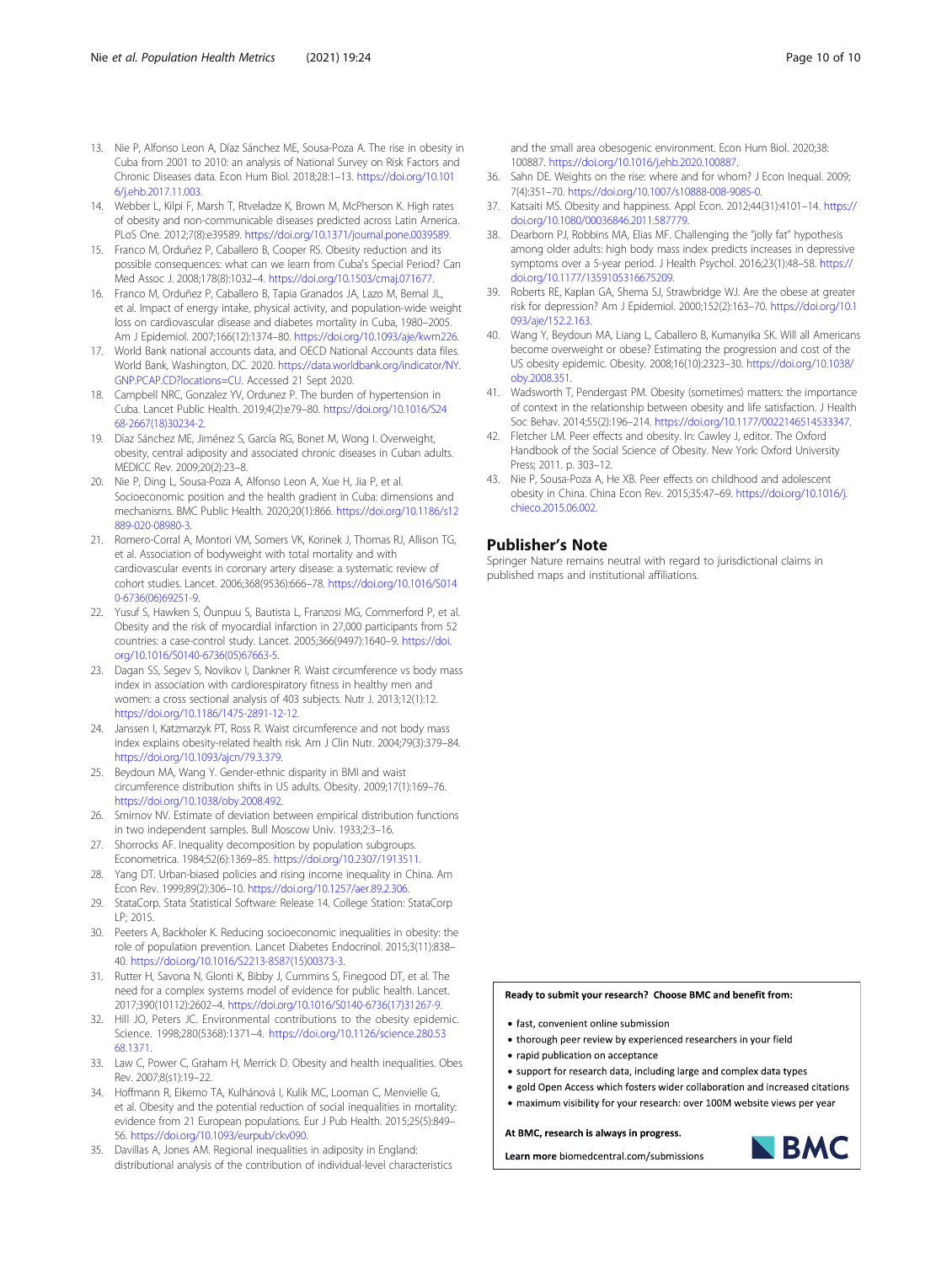13. Nie P, Alfonso Leon A, Díaz Sánchez ME, Sousa-Poza A. The rise in obesity in Cuba from 2001 to 2010: an analysis of National Survey on Risk Factors and Chronic Diseases data. Econ Hum Biol. 2018;28:1–13. https://doi.org/10.1016/j.ehb.2017.11.003.
14. Webber L, Kilpi F, Marsh T, Rtveladze K, Brown M, McPherson K. High rates of obesity and non-communicable diseases predicted across Latin America. PLoS One. 2012;7(8):e39589. https://doi.org/10.1371/journal.pone.0039589.
15. Franco M, Orduñez P, Caballero B, Cooper RS. Obesity reduction and its possible consequences: what can we learn from Cuba's Special Period? Can Med Assoc J. 2008;178(8):1032–4. https://doi.org/10.1503/cmaj.071677.
16. Franco M, Orduñez P, Caballero B, Tapia Granados JA, Lazo M, Bernal JL, et al. Impact of energy intake, physical activity, and population-wide weight loss on cardiovascular disease and diabetes mortality in Cuba, 1980–2005. Am J Epidemiol. 2007;166(12):1374–80. https://doi.org/10.1093/aje/kwm226.
17. World Bank national accounts data, and OECD National Accounts data files. World Bank, Washington, DC. 2020. https://data.worldbank.org/indicator/NY.GNP.PCAP.CD?locations=CU. Accessed 21 Sept 2020.
18. Campbell NRC, Gonzalez YV, Ordunez P. The burden of hypertension in Cuba. Lancet Public Health. 2019;4(2):e79–80. https://doi.org/10.1016/S2468-2667(18)30234-2.
19. Díaz Sánchez ME, Jiménez S, García RG, Bonet M, Wong I. Overweight, obesity, central adiposity and associated chronic diseases in Cuban adults. MEDICC Rev. 2009;20(2):23–8.
20. Nie P, Ding L, Sousa-Poza A, Alfonso Leon A, Xue H, Jia P, et al. Socioeconomic position and the health gradient in Cuba: dimensions and mechanisms. BMC Public Health. 2020;20(1):866. https://doi.org/10.1186/s12889-020-08980-3.
21. Romero-Corral A, Montori VM, Somers VK, Korinek J, Thomas RJ, Allison TG, et al. Association of bodyweight with total mortality and with cardiovascular events in coronary artery disease: a systematic review of cohort studies. Lancet. 2006;368(9536):666–78. https://doi.org/10.1016/S0140-6736(06)69251-9.
22. Yusuf S, Hawken S, Ôunpuu S, Bautista L, Franzosi MG, Commerford P, et al. Obesity and the risk of myocardial infarction in 27,000 participants from 52 countries: a case-control study. Lancet. 2005;366(9497):1640–9. https://doi.org/10.1016/S0140-6736(05)67663-5.
23. Dagan SS, Segev S, Novikov I, Dankner R. Waist circumference vs body mass index in association with cardiorespiratory fitness in healthy men and women: a cross sectional analysis of 403 subjects. Nutr J. 2013;12(1):12. https://doi.org/10.1186/1475-2891-12-12.
24. Janssen I, Katzmarzyk PT, Ross R. Waist circumference and not body mass index explains obesity-related health risk. Am J Clin Nutr. 2004;79(3):379–84. https://doi.org/10.1093/ajcn/79.3.379.
25. Beydoun MA, Wang Y. Gender-ethnic disparity in BMI and waist circumference distribution shifts in US adults. Obesity. 2009;17(1):169–76. https://doi.org/10.1038/oby.2008.492.
26. Smirnov NV. Estimate of deviation between empirical distribution functions in two independent samples. Bull Moscow Univ. 1933;2:3–16.
27. Shorrocks AF. Inequality decomposition by population subgroups. Econometrica. 1984;52(6):1369–85. https://doi.org/10.2307/1913511.
28. Yang DT. Urban-biased policies and rising income inequality in China. Am Econ Rev. 1999;89(2):306–10. https://doi.org/10.1257/aer.89.2.306.
29. StataCorp. Stata Statistical Software: Release 14. College Station: StataCorp LP; 2015.
30. Peeters A, Backholer K. Reducing socioeconomic inequalities in obesity: the role of population prevention. Lancet Diabetes Endocrinol. 2015;3(11):838–40. https://doi.org/10.1016/S2213-8587(15)00373-3.
31. Rutter H, Savona N, Glonti K, Bibby J, Cummins S, Finegood DT, et al. The need for a complex systems model of evidence for public health. Lancet. 2017;390(10112):2602–4. https://doi.org/10.1016/S0140-6736(17)31267-9.
32. Hill JO, Peters JC. Environmental contributions to the obesity epidemic. Science. 1998;280(5368):1371–4. https://doi.org/10.1126/science.280.5368.1371.
33. Law C, Power C, Graham H, Merrick D. Obesity and health inequalities. Obes Rev. 2007;8(s1):19–22.
34. Hoffmann R, Eikemo TA, Kulhánová I, Kulik MC, Looman C, Menvielle G, et al. Obesity and the potential reduction of social inequalities in mortality: evidence from 21 European populations. Eur J Pub Health. 2015;25(5):849–56. https://doi.org/10.1093/eurpub/ckv090.
35. Davillas A, Jones AM. Regional inequalities in adiposity in England: distributional analysis of the contribution of individual-level characteristics and the small area obesogenic environment. Econ Hum Biol. 2020;38:100887. https://doi.org/10.1016/j.ehb.2020.100887.
36. Sahn DE. Weights on the rise: where and for whom? J Econ Inequal. 2009;7(4):351–70. https://doi.org/10.1007/s10888-008-9085-0.
37. Katsaiti MS. Obesity and happiness. Appl Econ. 2012;44(31):4101–14. https://doi.org/10.1080/00036846.2011.587779.
38. Dearborn PJ, Robbins MA, Elias MF. Challenging the "jolly fat" hypothesis among older adults: high body mass index predicts increases in depressive symptoms over a 5-year period. J Health Psychol. 2016;23(1):48–58. https://doi.org/10.1177/1359105316675209.
39. Roberts RE, Kaplan GA, Shema SJ, Strawbridge WJ. Are the obese at greater risk for depression? Am J Epidemiol. 2000;152(2):163–70. https://doi.org/10.1093/aje/152.2.163.
40. Wang Y, Beydoun MA, Liang L, Caballero B, Kumanyika SK. Will all Americans become overweight or obese? Estimating the progression and cost of the US obesity epidemic. Obesity. 2008;16(10):2323–30. https://doi.org/10.1038/oby.2008.351.
41. Wadsworth T, Pendergast PM. Obesity (sometimes) matters: the importance of context in the relationship between obesity and life satisfaction. J Health Soc Behav. 2014;55(2):196–214. https://doi.org/10.1177/0022146514533347.
42. Fletcher LM. Peer effects and obesity. In: Cawley J, editor. The Oxford Handbook of the Social Science of Obesity. New York: Oxford University Press; 2011. p. 303–12.
43. Nie P, Sousa-Poza A, He XB. Peer effects on childhood and adolescent obesity in China. China Econ Rev. 2015;35:47–69. https://doi.org/10.1016/j.chieco.2015.06.002.

## Publisher's Note

Springer Nature remains neutral with regard to jurisdictional claims in published maps and institutional affiliations.

**Ready to submit your research? Choose BMC and benefit from:**

- fast, convenient online submission
- thorough peer review by experienced researchers in your field
- rapid publication on acceptance
- support for research data, including large and complex data types
- gold Open Access which fosters wider collaboration and increased citations
- maximum visibility for your research: over 100M website views per year

**At BMC, research is always in progress.**

**Learn more** biomedcentral.com/submissions

BMC